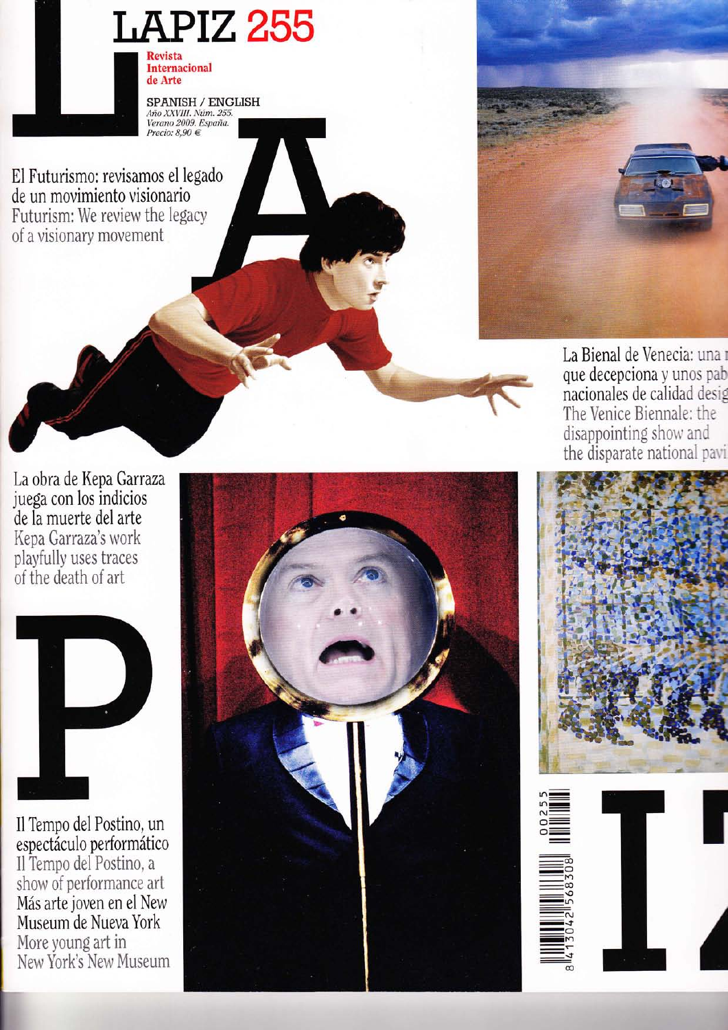# LAPIZ 255

**Revista Internacional de Arte**

SPANISH / ENGLISH
*Año XXVIII. Núm. 255. Verano 2009. España. Precio: 8,90 €*

El Futurismo: revisamos el legado de un movimiento visionario
Futurism: We review the legacy of a visionary movement

La Bienal de Venecia: una r
que decepciona y unos pab
nacionales de calidad desig
The Venice Biennale: the disappointing show and the disparate national pavi

La obra de Kepa Garraza juega con los indicios de la muerte del arte
Kepa Garraza's work playfully uses traces of the death of art

Il Tempo del Postino, un espectáculo performático
Il Tempo del Postino, a show of performance art

Más arte joven en el New Museum de Nueva York
More young art in New York's New Museum

00255
8413042568308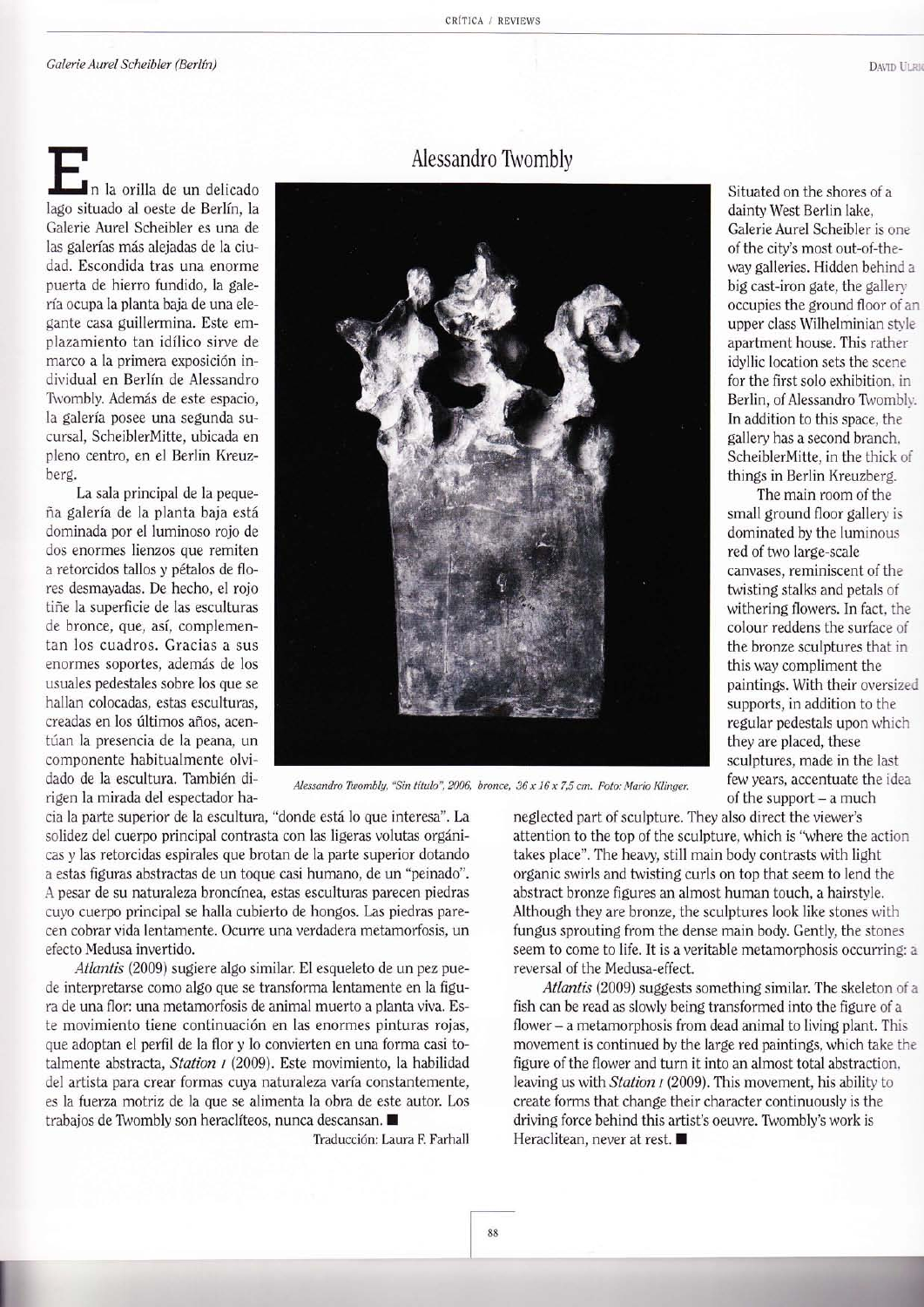Galerie Aurel Scheibler (Berlín)

DAVID ULRICH

# Alessandro Twombly

En la orilla de un delicado lago situado al oeste de Berlín, la Galerie Aurel Scheibler es una de las galerías más alejadas de la ciudad. Escondida tras una enorme puerta de hierro fundido, la galería ocupa la planta baja de una elegante casa guillermina. Este emplazamiento tan idílico sirve de marco a la primera exposición individual en Berlín de Alessandro Twombly. Además de este espacio, la galería posee una segunda sucursal, ScheiblerMitte, ubicada en pleno centro, en el Berlin Kreuzberg.

La sala principal de la pequeña galería de la planta baja está dominada por el luminoso rojo de dos enormes lienzos que remiten a retorcidos tallos y pétalos de flores desmayadas. De hecho, el rojo tiñe la superficie de las esculturas de bronce, que, así, complementan los cuadros. Gracias a sus enormes soportes, además de los usuales pedestales sobre los que se hallan colocadas, estas esculturas, creadas en los últimos años, acentúan la presencia de la peana, un componente habitualmente olvidado de la escultura. También dirigen la mirada del espectador hacia la parte superior de la escultura, "donde está lo que interesa". La solidez del cuerpo principal contrasta con las ligeras volutas orgánicas y las retorcidas espirales que brotan de la parte superior dotando a estas figuras abstractas de un toque casi humano, de un "peinado". A pesar de su naturaleza broncínea, estas esculturas parecen piedras cuyo cuerpo principal se halla cubierto de hongos. Las piedras parecen cobrar vida lentamente. Ocurre una verdadera metamorfosis, un efecto Medusa invertido.

*Atlantis* (2009) sugiere algo similar. El esqueleto de un pez puede interpretarse como algo que se transforma lentamente en la figura de una flor: una metamorfosis de animal muerto a planta viva. Este movimiento tiene continuación en las enormes pinturas rojas, que adoptan el perfil de la flor y lo convierten en una forma casi totalmente abstracta, *Station I* (2009). Este movimiento, la habilidad del artista para crear formas cuya naturaleza varía constantemente, es la fuerza motriz de la que se alimenta la obra de este autor. Los trabajos de Twombly son heraclíteos, nunca descansan. ■

Traducción: Laura F. Farhall

*Alessandro Twombly, "Sin título", 2006, bronce, 36 x 16 x 7,5 cm. Foto: Mario Klinger.*

Situated on the shores of a dainty West Berlin lake, Galerie Aurel Scheibler is one of the city's most out-of-the-way galleries. Hidden behind a big cast-iron gate, the gallery occupies the ground floor of an upper class Wilhelminian style apartment house. This rather idyllic location sets the scene for the first solo exhibition, in Berlin, of Alessandro Twombly. In addition to this space, the gallery has a second branch, ScheiblerMitte, in the thick of things in Berlin Kreuzberg.

The main room of the small ground floor gallery is dominated by the luminous red of two large-scale canvases, reminiscent of the twisting stalks and petals of withering flowers. In fact, the colour reddens the surface of the bronze sculptures that in this way compliment the paintings. With their oversized supports, in addition to the regular pedestals upon which they are placed, these sculptures, made in the last few years, accentuate the idea of the support – a much neglected part of sculpture. They also direct the viewer's attention to the top of the sculpture, which is "where the action takes place". The heavy, still main body contrasts with light organic swirls and twisting curls on top that seem to lend the abstract bronze figures an almost human touch, a hairstyle. Although they are bronze, the sculptures look like stones with fungus sprouting from the dense main body. Gently, the stones seem to come to life. It is a veritable metamorphosis occurring: a reversal of the Medusa-effect.

*Atlantis* (2009) suggests something similar. The skeleton of a fish can be read as slowly being transformed into the figure of a flower – a metamorphosis from dead animal to living plant. This movement is continued by the large red paintings, which take the figure of the flower and turn it into an almost total abstraction, leaving us with *Station I* (2009). This movement, his ability to create forms that change their character continuously is the driving force behind this artist's oeuvre. Twombly's work is Heraclitean, never at rest. ■